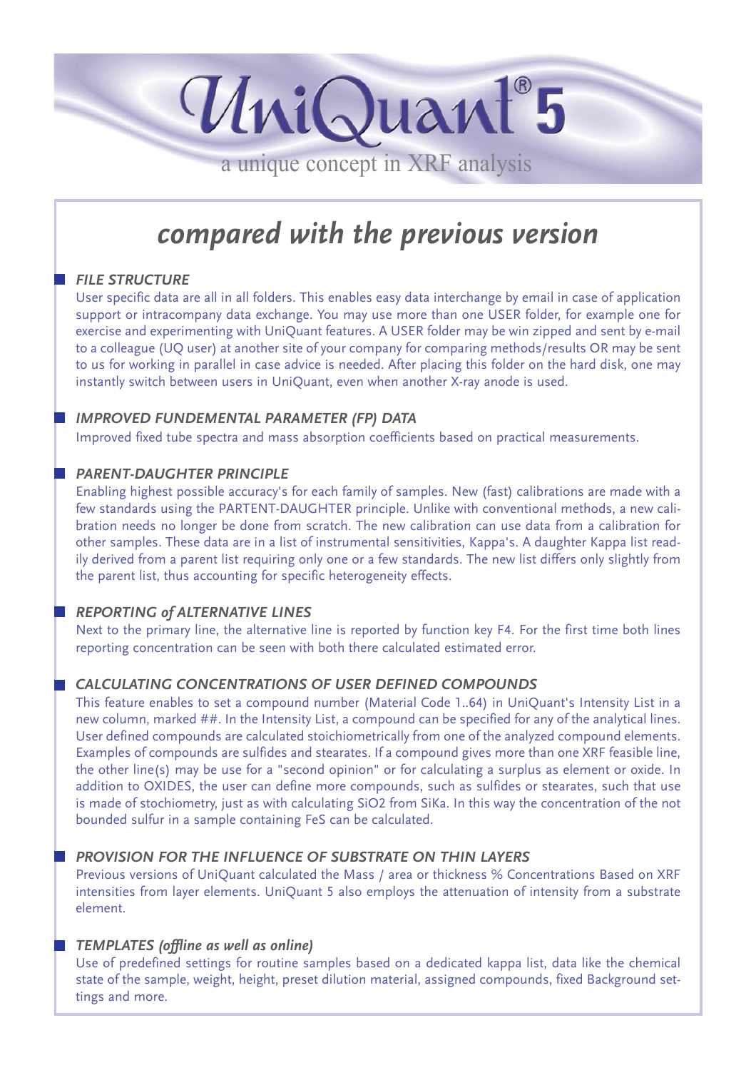# UniQuant® 5

a unique concept in XRF analysis

## compared with the previous version

### FILE STRUCTURE

User specific data are all in all folders. This enables easy data interchange by email in case of application support or intracompany data exchange. You may use more than one USER folder, for example one for exercise and experimenting with UniQuant features. A USER folder may be win zipped and sent by e-mail to a colleague (UQ user) at another site of your company for comparing methods/results OR may be sent to us for working in parallel in case advice is needed. After placing this folder on the hard disk, one may instantly switch between users in UniQuant, even when another X-ray anode is used.

### IMPROVED FUNDEMENTAL PARAMETER (FP) DATA

Improved fixed tube spectra and mass absorption coefficients based on practical measurements.

### PARENT-DAUGHTER PRINCIPLE

Enabling highest possible accuracy's for each family of samples. New (fast) calibrations are made with a few standards using the PARTENT-DAUGHTER principle. Unlike with conventional methods, a new calibration needs no longer be done from scratch. The new calibration can use data from a calibration for other samples. These data are in a list of instrumental sensitivities, Kappa's. A daughter Kappa list readily derived from a parent list requiring only one or a few standards. The new list differs only slightly from the parent list, thus accounting for specific heterogeneity effects.

### REPORTING of ALTERNATIVE LINES

Next to the primary line, the alternative line is reported by function key F4. For the first time both lines reporting concentration can be seen with both there calculated estimated error.

### CALCULATING CONCENTRATIONS OF USER DEFINED COMPOUNDS

This feature enables to set a compound number (Material Code 1..64) in UniQuant's Intensity List in a new column, marked ##. In the Intensity List, a compound can be specified for any of the analytical lines. User defined compounds are calculated stoichiometrically from one of the analyzed compound elements. Examples of compounds are sulfides and stearates. If a compound gives more than one XRF feasible line, the other line(s) may be use for a "second opinion" or for calculating a surplus as element or oxide. In addition to OXIDES, the user can define more compounds, such as sulfides or stearates, such that use is made of stochiometry, just as with calculating SiO2 from SiKa. In this way the concentration of the not bounded sulfur in a sample containing FeS can be calculated.

### PROVISION FOR THE INFLUENCE OF SUBSTRATE ON THIN LAYERS

Previous versions of UniQuant calculated the Mass / area or thickness % Concentrations Based on XRF intensities from layer elements. UniQuant 5 also employs the attenuation of intensity from a substrate element.

### TEMPLATES (offline as well as online)

Use of predefined settings for routine samples based on a dedicated kappa list, data like the chemical state of the sample, weight, height, preset dilution material, assigned compounds, fixed Background settings and more.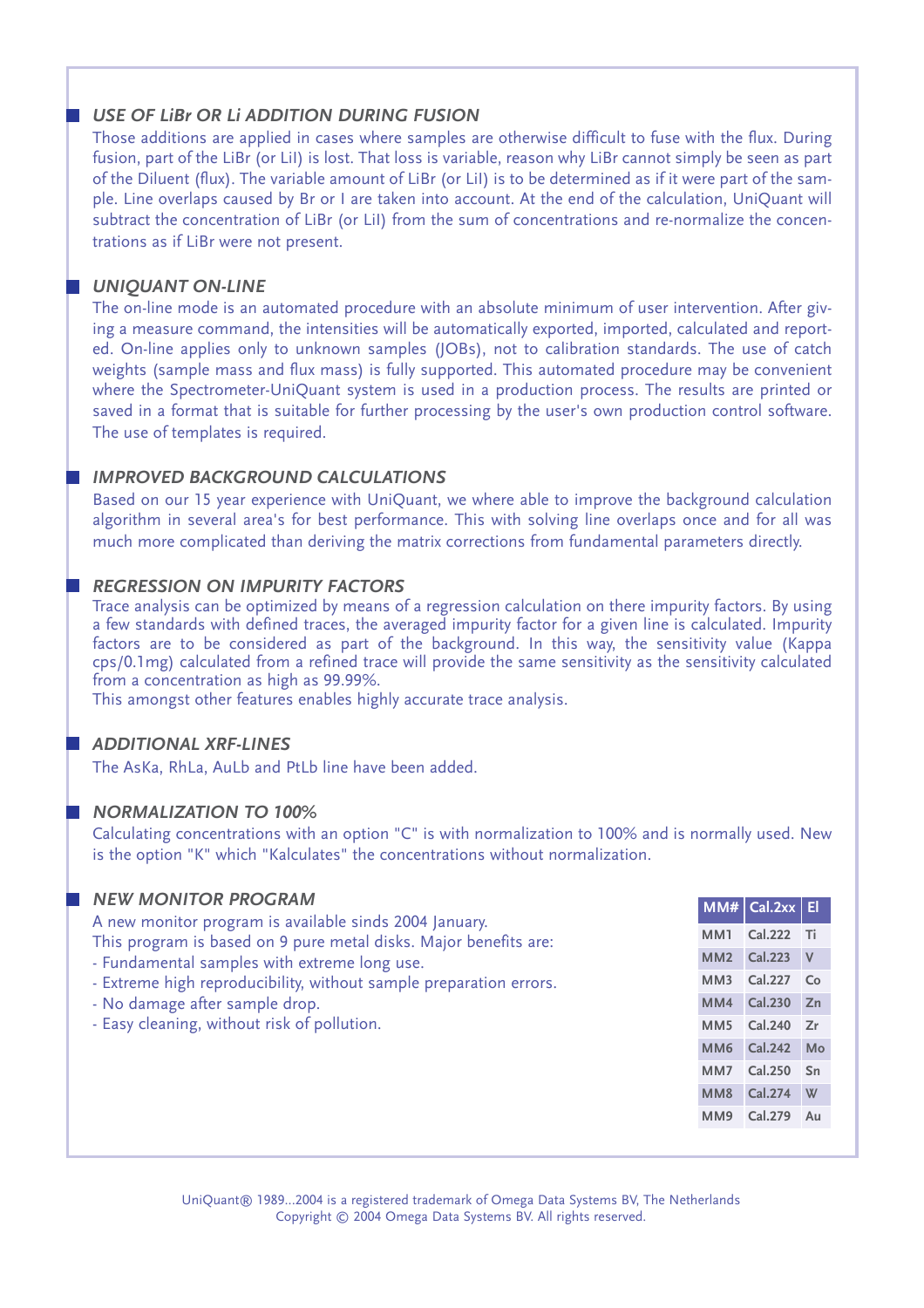## *USE OF LiBr OR Li ADDITION DURING FUSION*

Those additions are applied in cases where samples are otherwise difficult to fuse with the flux. During fusion, part of the LiBr (or LiI) is lost. That loss is variable, reason why LiBr cannot simply be seen as part of the Diluent (flux). The variable amount of LiBr (or LiI) is to be determined as if it were part of the sample. Line overlaps caused by Br or I are taken into account. At the end of the calculation, UniQuant will subtract the concentration of LiBr (or LiI) from the sum of concentrations and re-normalize the concentrations as if LiBr were not present.

## *UNIQUANT ON-LINE*

The on-line mode is an automated procedure with an absolute minimum of user intervention. After giving a measure command, the intensities will be automatically exported, imported, calculated and reported. On-line applies only to unknown samples (JOBs), not to calibration standards. The use of catch weights (sample mass and flux mass) is fully supported. This automated procedure may be convenient where the Spectrometer-UniQuant system is used in a production process. The results are printed or saved in a format that is suitable for further processing by the user's own production control software. The use of templates is required.

## *IMPROVED BACKGROUND CALCULATIONS*

Based on our 15 year experience with UniQuant, we where able to improve the background calculation algorithm in several area's for best performance. This with solving line overlaps once and for all was much more complicated than deriving the matrix corrections from fundamental parameters directly.

## *REGRESSION ON IMPURITY FACTORS*

Trace analysis can be optimized by means of a regression calculation on there impurity factors. By using a few standards with defined traces, the averaged impurity factor for a given line is calculated. Impurity factors are to be considered as part of the background. In this way, the sensitivity value (Kappa cps/0.1mg) calculated from a refined trace will provide the same sensitivity as the sensitivity calculated from a concentration as high as 99.99%.

This amongst other features enables highly accurate trace analysis.

## *ADDITIONAL XRF-LINES*

The AsKa, RhLa, AuLb and PtLb line have been added.

## *NORMALIZATION TO 100%*

Calculating concentrations with an option "C" is with normalization to 100% and is normally used. New is the option "K" which "Kalculates" the concentrations without normalization.

## *NEW MONITOR PROGRAM*

A new monitor program is available sinds 2004 January.
This program is based on 9 pure metal disks. Major benefits are:

- Fundamental samples with extreme long use.
- Extreme high reproducibility, without sample preparation errors.
- No damage after sample drop.
- Easy cleaning, without risk of pollution.

| MM# | Cal.2xx | El |
|---|---|---|
| MM1 | Cal.222 | Ti |
| MM2 | Cal.223 | V |
| MM3 | Cal.227 | Co |
| MM4 | Cal.230 | Zn |
| MM5 | Cal.240 | Zr |
| MM6 | Cal.242 | Mo |
| MM7 | Cal.250 | Sn |
| MM8 | Cal.274 | W |
| MM9 | Cal.279 | Au |

UniQuant® 1989...2004 is a registered trademark of Omega Data Systems BV, The Netherlands
Copyright © 2004 Omega Data Systems BV. All rights reserved.